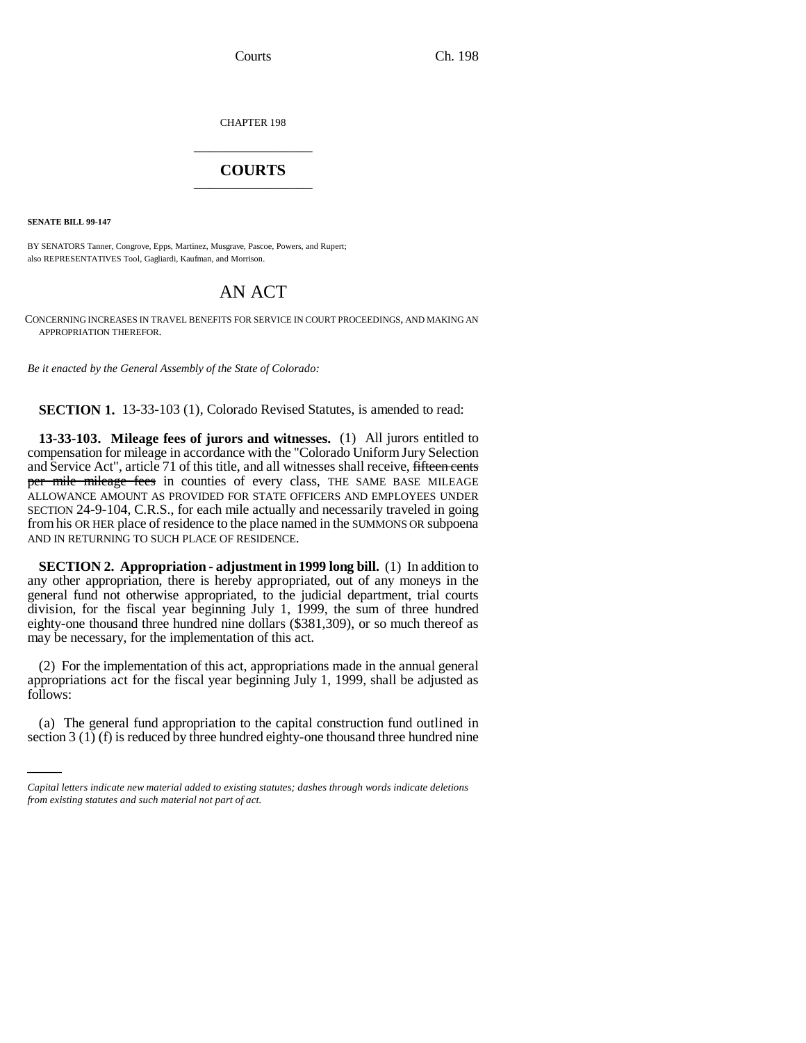CHAPTER 198

# COURTS

**SENATE BILL 99-147**

BY SENATORS Tanner, Congrove, Epps, Martinez, Musgrave, Pascoe, Powers, and Rupert;
also REPRESENTATIVES Tool, Gagliardi, Kaufman, and Morrison.

# AN ACT

CONCERNING INCREASES IN TRAVEL BENEFITS FOR SERVICE IN COURT PROCEEDINGS, AND MAKING AN APPROPRIATION THEREFOR.

*Be it enacted by the General Assembly of the State of Colorado:*

**SECTION 1.** 13-33-103 (1), Colorado Revised Statutes, is amended to read:

**13-33-103. Mileage fees of jurors and witnesses.** (1) All jurors entitled to compensation for mileage in accordance with the "Colorado Uniform Jury Selection and Service Act", article 71 of this title, and all witnesses shall receive, ~~fifteen cents per mile mileage fees~~ in counties of every class, THE SAME BASE MILEAGE ALLOWANCE AMOUNT AS PROVIDED FOR STATE OFFICERS AND EMPLOYEES UNDER SECTION 24-9-104, C.R.S., for each mile actually and necessarily traveled in going from his OR HER place of residence to the place named in the SUMMONS OR subpoena AND IN RETURNING TO SUCH PLACE OF RESIDENCE.

**SECTION 2. Appropriation - adjustment in 1999 long bill.** (1) In addition to any other appropriation, there is hereby appropriated, out of any moneys in the general fund not otherwise appropriated, to the judicial department, trial courts division, for the fiscal year beginning July 1, 1999, the sum of three hundred eighty-one thousand three hundred nine dollars ($381,309), or so much thereof as may be necessary, for the implementation of this act.

(2) For the implementation of this act, appropriations made in the annual general appropriations act for the fiscal year beginning July 1, 1999, shall be adjusted as follows:

(a) The general fund appropriation to the capital construction fund outlined in section 3 (1) (f) is reduced by three hundred eighty-one thousand three hundred nine

*Capital letters indicate new material added to existing statutes; dashes through words indicate deletions from existing statutes and such material not part of act.*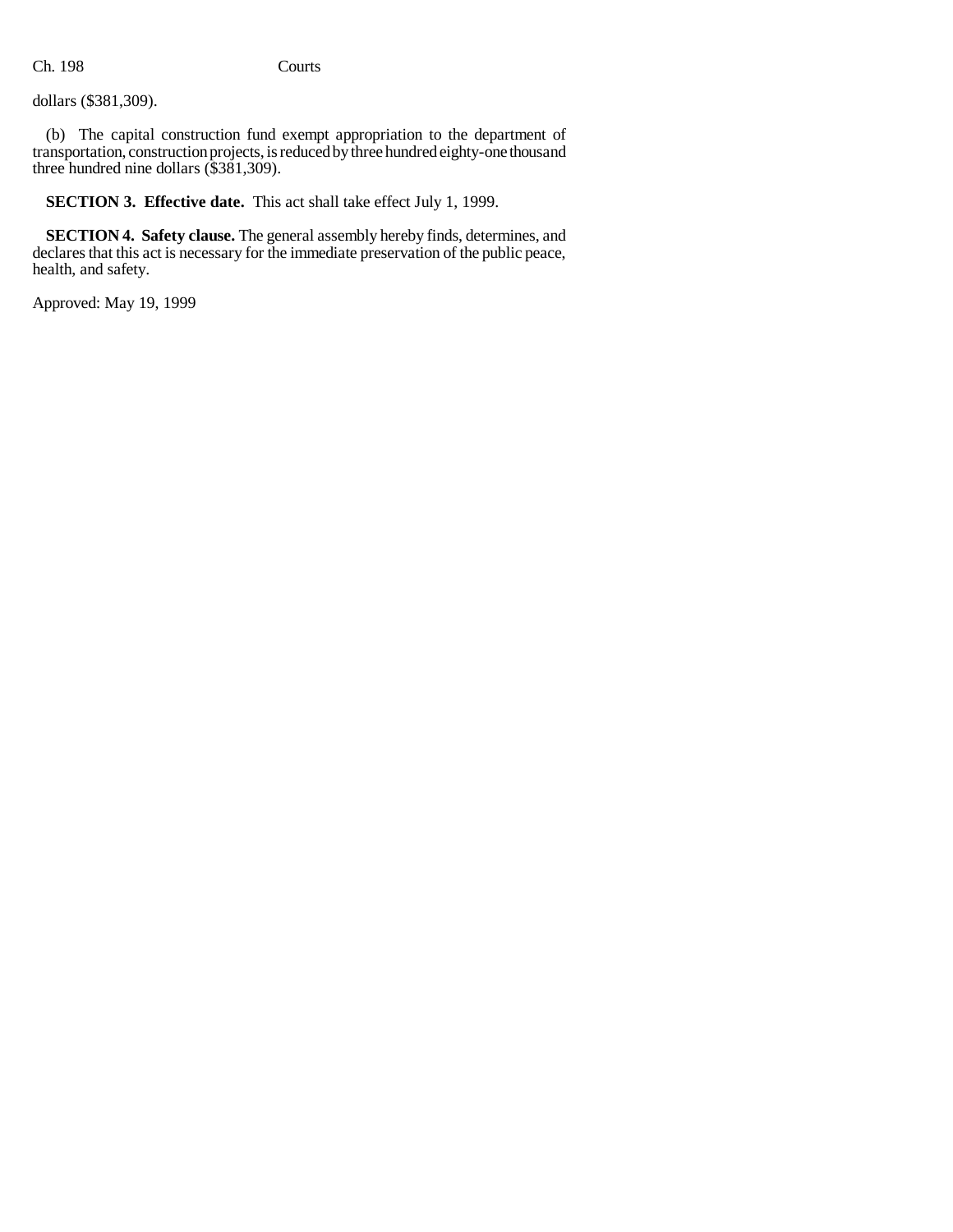dollars ($381,309).

(b) The capital construction fund exempt appropriation to the department of transportation, construction projects, is reduced by three hundred eighty-one thousand three hundred nine dollars ($381,309).

**SECTION 3. Effective date.** This act shall take effect July 1, 1999.

**SECTION 4. Safety clause.** The general assembly hereby finds, determines, and declares that this act is necessary for the immediate preservation of the public peace, health, and safety.

Approved: May 19, 1999